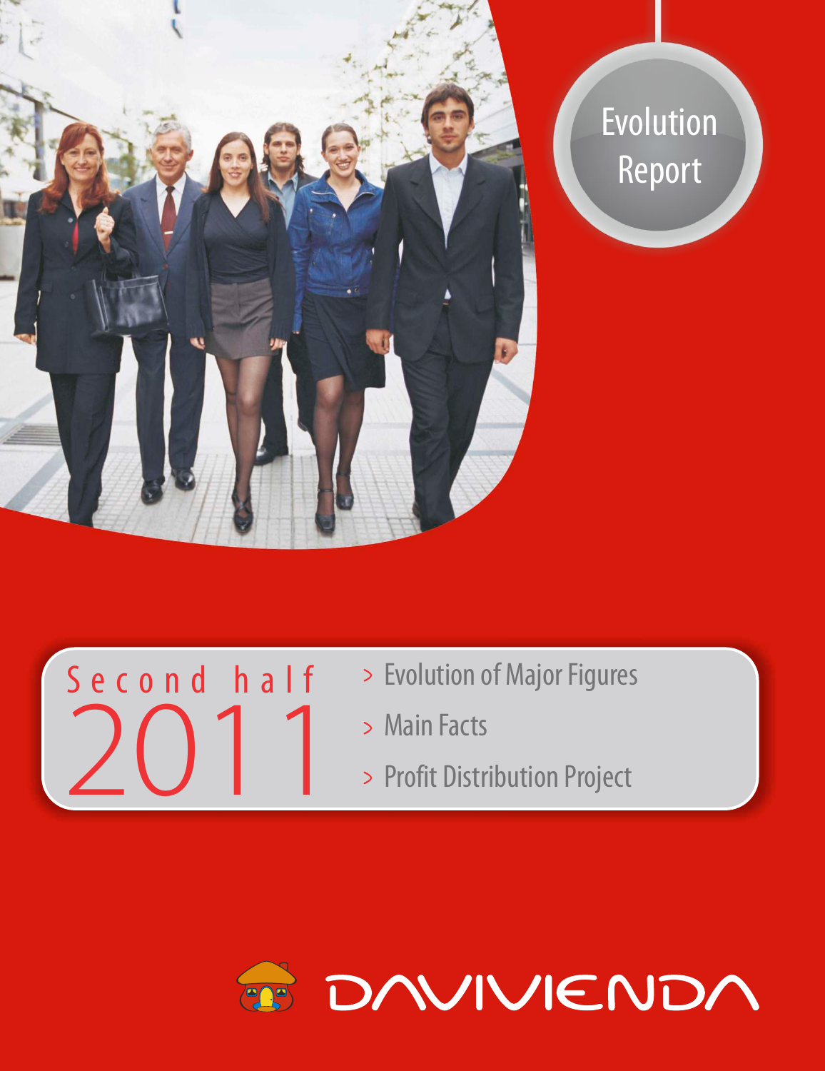# Evolution Report

## Second half 2011

> Evolution of Major Figures

> Main Facts

> Profit Distribution Project

DAVIVIENDA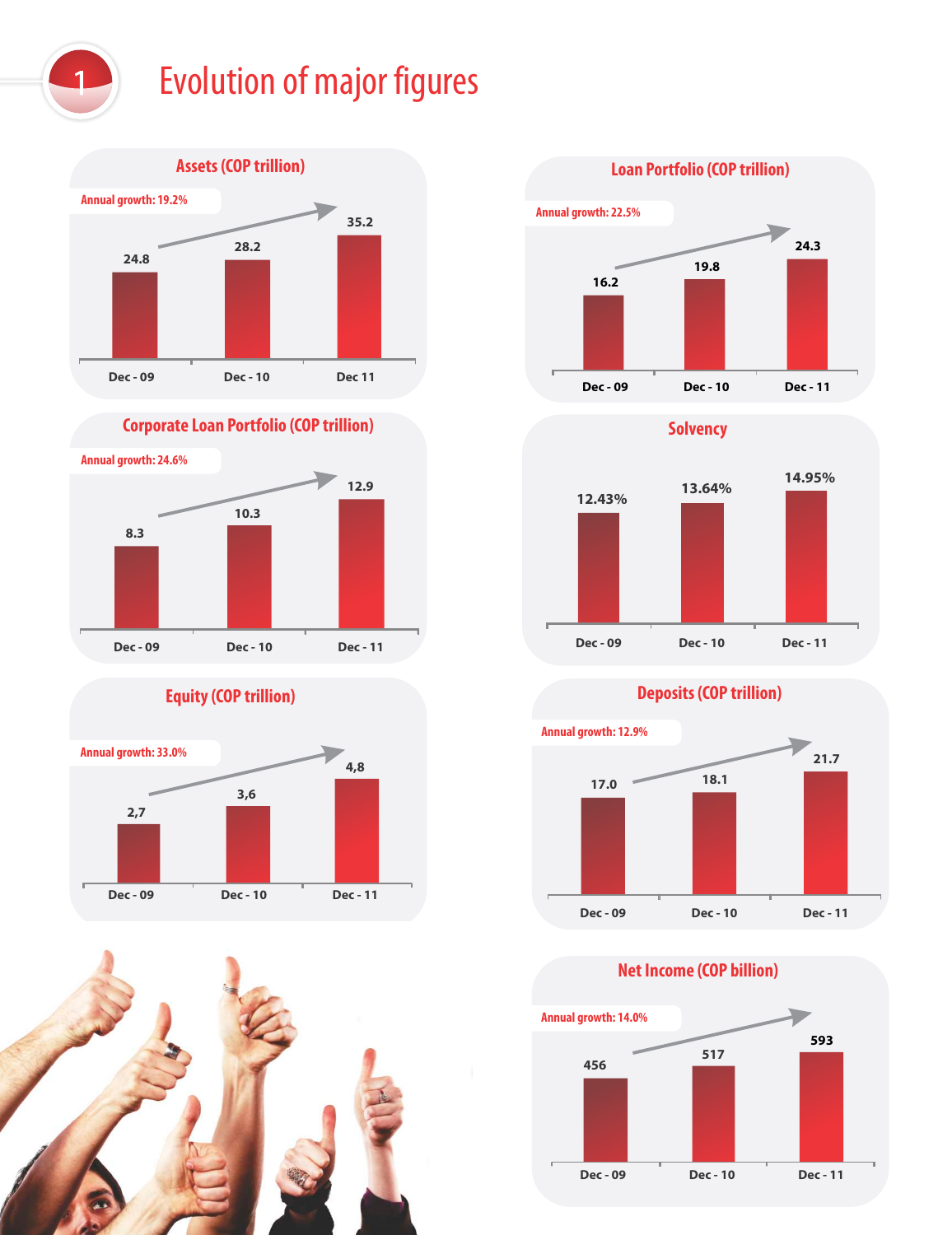# 1 Evolution of major figures

## Assets (COP trillion)

Annual growth: 19.2%

| Dec - 09 | Dec - 10 | Dec 11 |
|---|---|---|
| 24.8 | 28.2 | 35.2 |

## Loan Portfolio (COP trillion)

Annual growth: 22.5%

| Dec - 09 | Dec - 10 | Dec - 11 |
|---|---|---|
| 16.2 | 19.8 | 24.3 |

## Corporate Loan Portfolio (COP trillion)

Annual growth: 24.6%

| Dec - 09 | Dec - 10 | Dec - 11 |
|---|---|---|
| 8.3 | 10.3 | 12.9 |

## Solvency

| Dec - 09 | Dec - 10 | Dec - 11 |
|---|---|---|
| 12.43% | 13.64% | 14.95% |

## Equity (COP trillion)

Annual growth: 33.0%

| Dec - 09 | Dec - 10 | Dec - 11 |
|---|---|---|
| 2,7 | 3,6 | 4,8 |

## Deposits (COP trillion)

Annual growth: 12.9%

| Dec - 09 | Dec - 10 | Dec - 11 |
|---|---|---|
| 17.0 | 18.1 | 21.7 |

## Net Income (COP billion)

Annual growth: 14.0%

| Dec - 09 | Dec - 10 | Dec - 11 |
|---|---|---|
| 456 | 517 | 593 |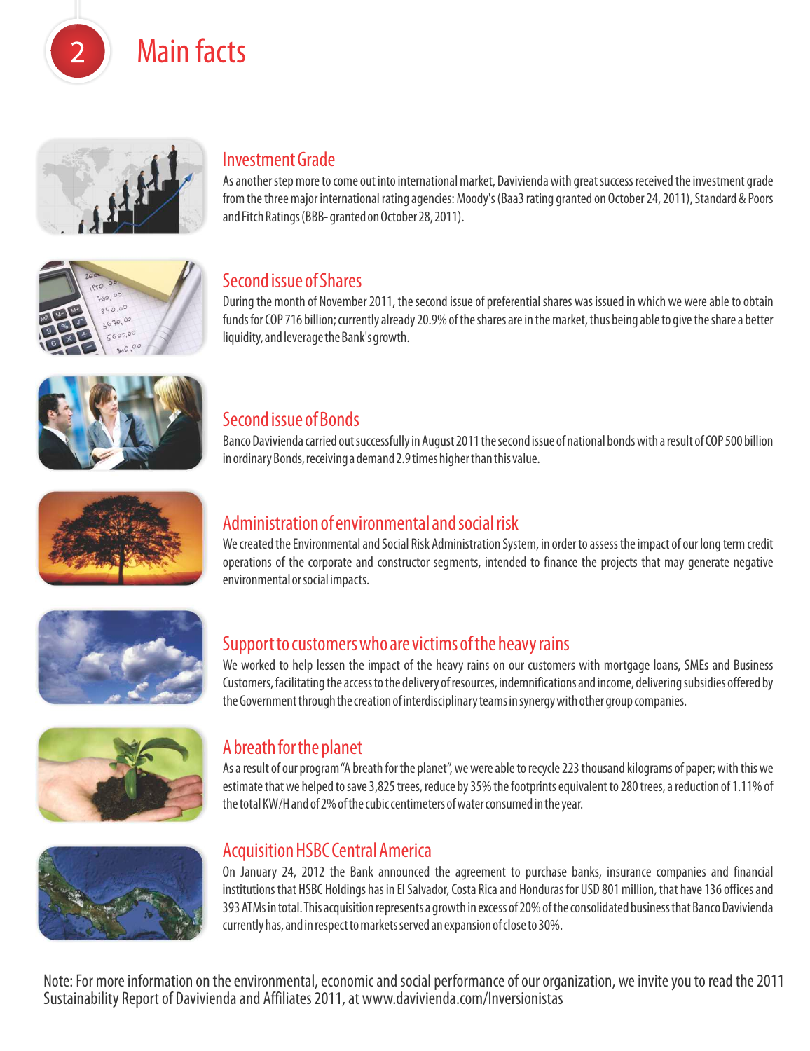# 2 Main facts

## Investment Grade

As another step more to come out into international market, Davivienda with great success received the investment grade from the three major international rating agencies: Moody's (Baa3 rating granted on October 24, 2011), Standard & Poors and Fitch Ratings (BBB- granted on October 28, 2011).

## Second issue of Shares

During the month of November 2011, the second issue of preferential shares was issued in which we were able to obtain funds for COP 716 billion; currently already 20.9% of the shares are in the market, thus being able to give the share a better liquidity, and leverage the Bank's growth.

## Second issue of Bonds

Banco Davivienda carried out successfully in August 2011 the second issue of national bonds with a result of COP 500 billion in ordinary Bonds, receiving a demand 2.9 times higher than this value.

## Administration of environmental and social risk

We created the Environmental and Social Risk Administration System, in order to assess the impact of our long term credit operations of the corporate and constructor segments, intended to finance the projects that may generate negative environmental or social impacts.

## Support to customers who are victims of the heavy rains

We worked to help lessen the impact of the heavy rains on our customers with mortgage loans, SMEs and Business Customers, facilitating the access to the delivery of resources, indemnifications and income, delivering subsidies offered by the Government through the creation of interdisciplinary teams in synergy with other group companies.

## A breath for the planet

As a result of our program "A breath for the planet", we were able to recycle 223 thousand kilograms of paper; with this we estimate that we helped to save 3,825 trees, reduce by 35% the footprints equivalent to 280 trees, a reduction of 1.11% of the total KW/H and of 2% of the cubic centimeters of water consumed in the year.

## Acquisition HSBC Central America

On January 24, 2012 the Bank announced the agreement to purchase banks, insurance companies and financial institutions that HSBC Holdings has in El Salvador, Costa Rica and Honduras for USD 801 million, that have 136 offices and 393 ATMs in total. This acquisition represents a growth in excess of 20% of the consolidated business that Banco Davivienda currently has, and in respect to markets served an expansion of close to 30%.

Note: For more information on the environmental, economic and social performance of our organization, we invite you to read the 2011 Sustainability Report of Davivienda and Affiliates 2011, at www.davivienda.com/Inversionistas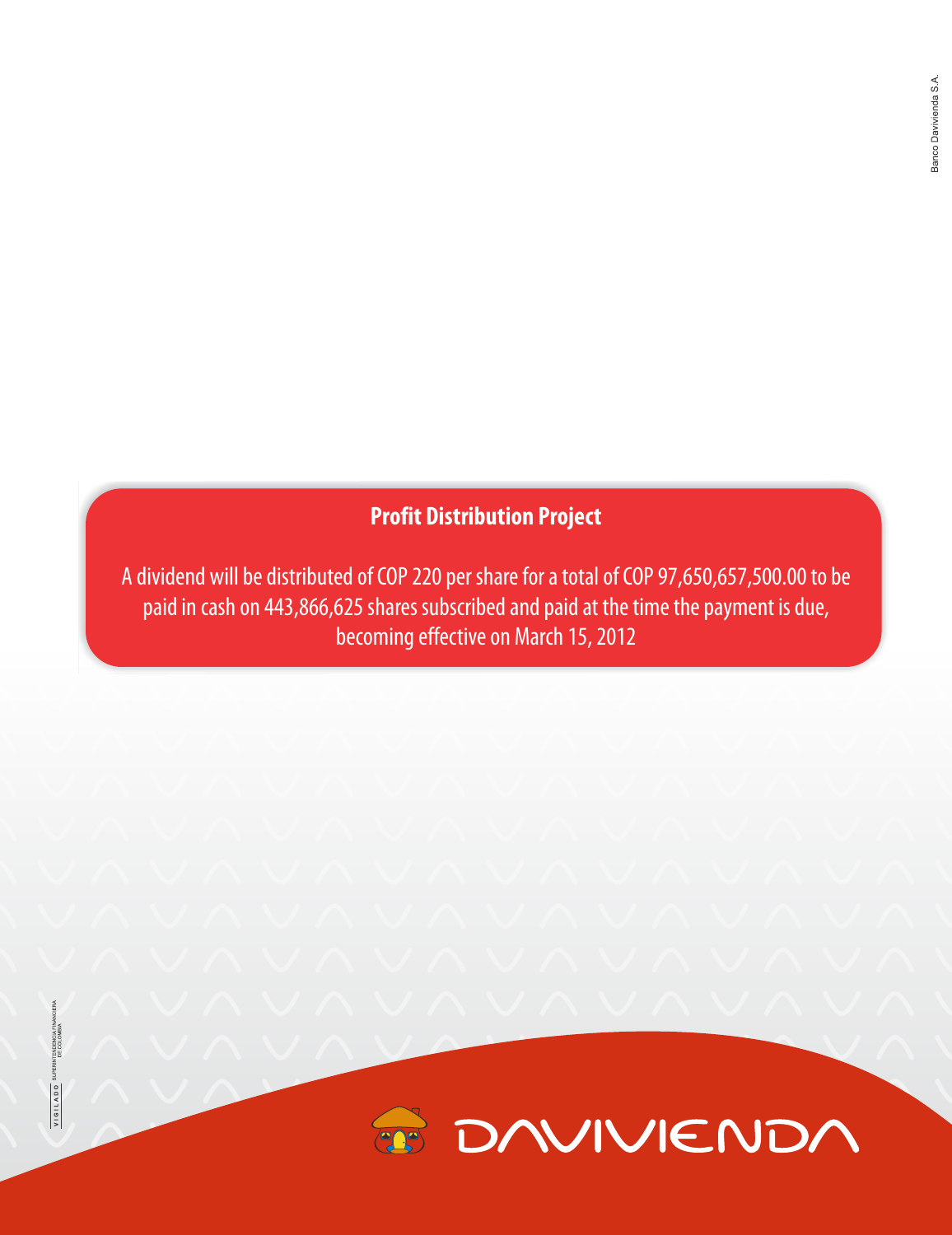## Profit Distribution Project

A dividend will be distributed of COP 220 per share for a total of COP 97,650,657,500.00 to be paid in cash on 443,866,625 shares subscribed and paid at the time the payment is due, becoming effective on March 15, 2012